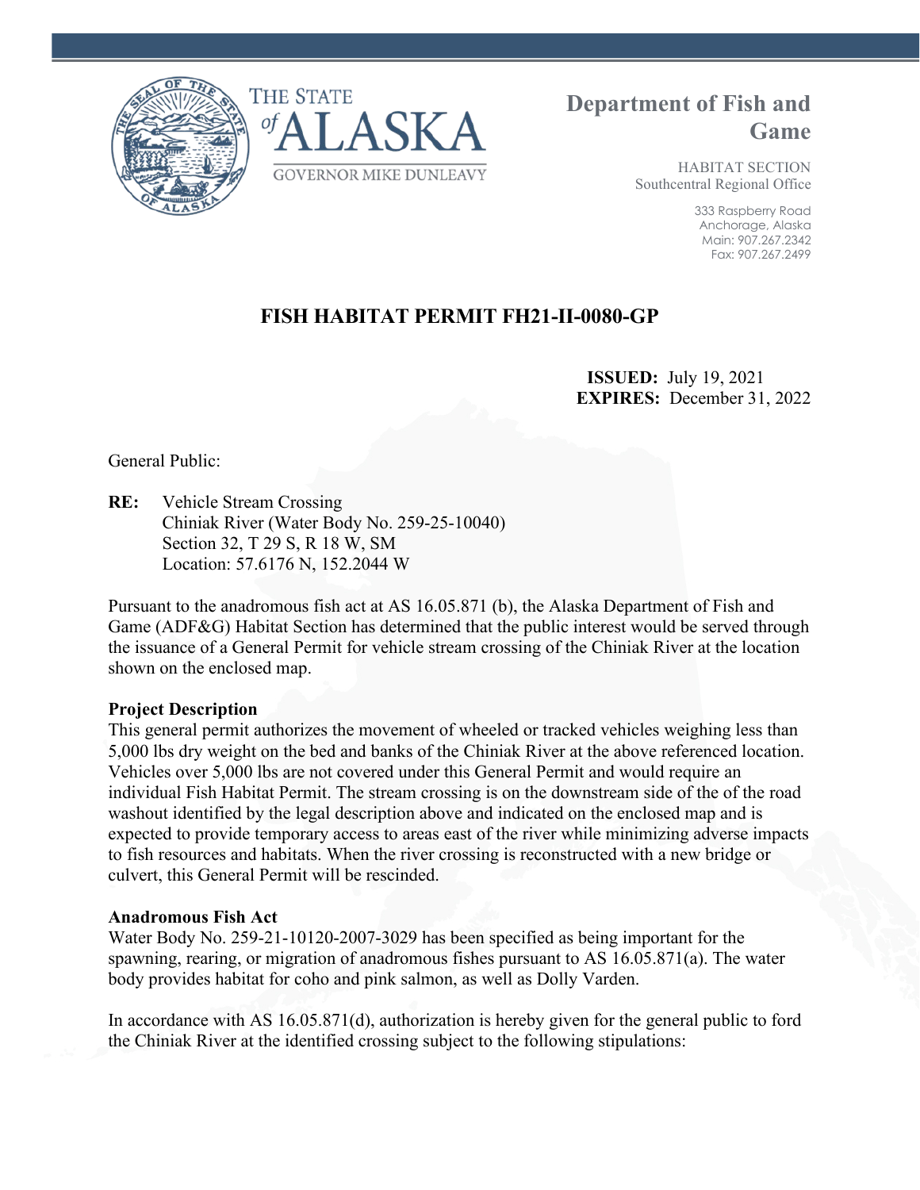THE STATE of ALASKA

GOVERNOR MIKE DUNLEAVY

# Department of Fish and Game

HABITAT SECTION
Southcentral Regional Office

333 Raspberry Road
Anchorage, Alaska
Main: 907.267.2342
Fax: 907.267.2499

## FISH HABITAT PERMIT FH21-II-0080-GP

**ISSUED:** July 19, 2021
**EXPIRES:** December 31, 2022

General Public:

**RE:** Vehicle Stream Crossing
Chiniak River (Water Body No. 259-25-10040)
Section 32, T 29 S, R 18 W, SM
Location: 57.6176 N, 152.2044 W

Pursuant to the anadromous fish act at AS 16.05.871 (b), the Alaska Department of Fish and Game (ADF&G) Habitat Section has determined that the public interest would be served through the issuance of a General Permit for vehicle stream crossing of the Chiniak River at the location shown on the enclosed map.

**Project Description**
This general permit authorizes the movement of wheeled or tracked vehicles weighing less than 5,000 lbs dry weight on the bed and banks of the Chiniak River at the above referenced location. Vehicles over 5,000 lbs are not covered under this General Permit and would require an individual Fish Habitat Permit. The stream crossing is on the downstream side of the of the road washout identified by the legal description above and indicated on the enclosed map and is expected to provide temporary access to areas east of the river while minimizing adverse impacts to fish resources and habitats. When the river crossing is reconstructed with a new bridge or culvert, this General Permit will be rescinded.

**Anadromous Fish Act**
Water Body No. 259-21-10120-2007-3029 has been specified as being important for the spawning, rearing, or migration of anadromous fishes pursuant to AS 16.05.871(a). The water body provides habitat for coho and pink salmon, as well as Dolly Varden.

In accordance with AS 16.05.871(d), authorization is hereby given for the general public to ford the Chiniak River at the identified crossing subject to the following stipulations: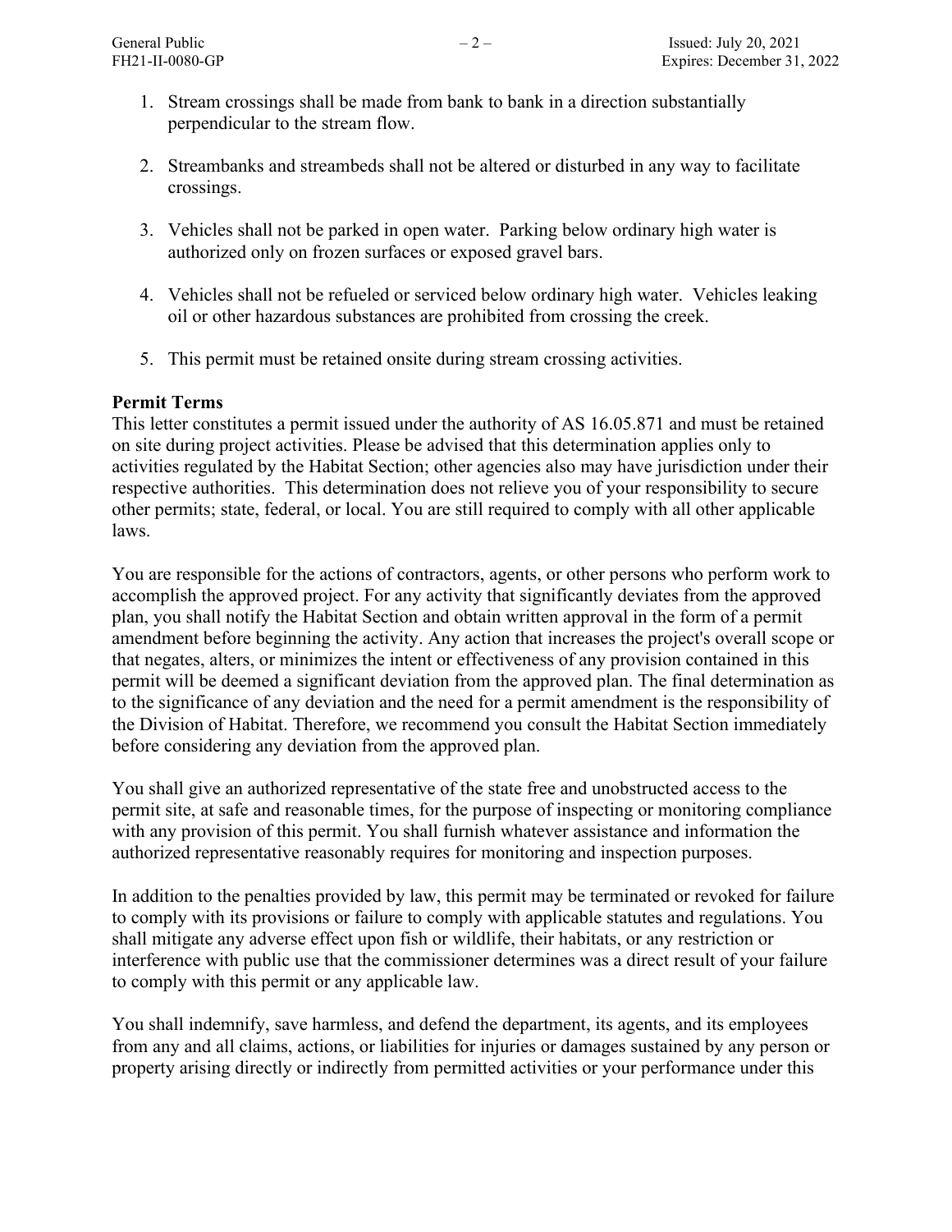1. Stream crossings shall be made from bank to bank in a direction substantially perpendicular to the stream flow.

2. Streambanks and streambeds shall not be altered or disturbed in any way to facilitate crossings.

3. Vehicles shall not be parked in open water. Parking below ordinary high water is authorized only on frozen surfaces or exposed gravel bars.

4. Vehicles shall not be refueled or serviced below ordinary high water. Vehicles leaking oil or other hazardous substances are prohibited from crossing the creek.

5. This permit must be retained onsite during stream crossing activities.

**Permit Terms**

This letter constitutes a permit issued under the authority of AS 16.05.871 and must be retained on site during project activities. Please be advised that this determination applies only to activities regulated by the Habitat Section; other agencies also may have jurisdiction under their respective authorities. This determination does not relieve you of your responsibility to secure other permits; state, federal, or local. You are still required to comply with all other applicable laws.

You are responsible for the actions of contractors, agents, or other persons who perform work to accomplish the approved project. For any activity that significantly deviates from the approved plan, you shall notify the Habitat Section and obtain written approval in the form of a permit amendment before beginning the activity. Any action that increases the project's overall scope or that negates, alters, or minimizes the intent or effectiveness of any provision contained in this permit will be deemed a significant deviation from the approved plan. The final determination as to the significance of any deviation and the need for a permit amendment is the responsibility of the Division of Habitat. Therefore, we recommend you consult the Habitat Section immediately before considering any deviation from the approved plan.

You shall give an authorized representative of the state free and unobstructed access to the permit site, at safe and reasonable times, for the purpose of inspecting or monitoring compliance with any provision of this permit. You shall furnish whatever assistance and information the authorized representative reasonably requires for monitoring and inspection purposes.

In addition to the penalties provided by law, this permit may be terminated or revoked for failure to comply with its provisions or failure to comply with applicable statutes and regulations. You shall mitigate any adverse effect upon fish or wildlife, their habitats, or any restriction or interference with public use that the commissioner determines was a direct result of your failure to comply with this permit or any applicable law.

You shall indemnify, save harmless, and defend the department, its agents, and its employees from any and all claims, actions, or liabilities for injuries or damages sustained by any person or property arising directly or indirectly from permitted activities or your performance under this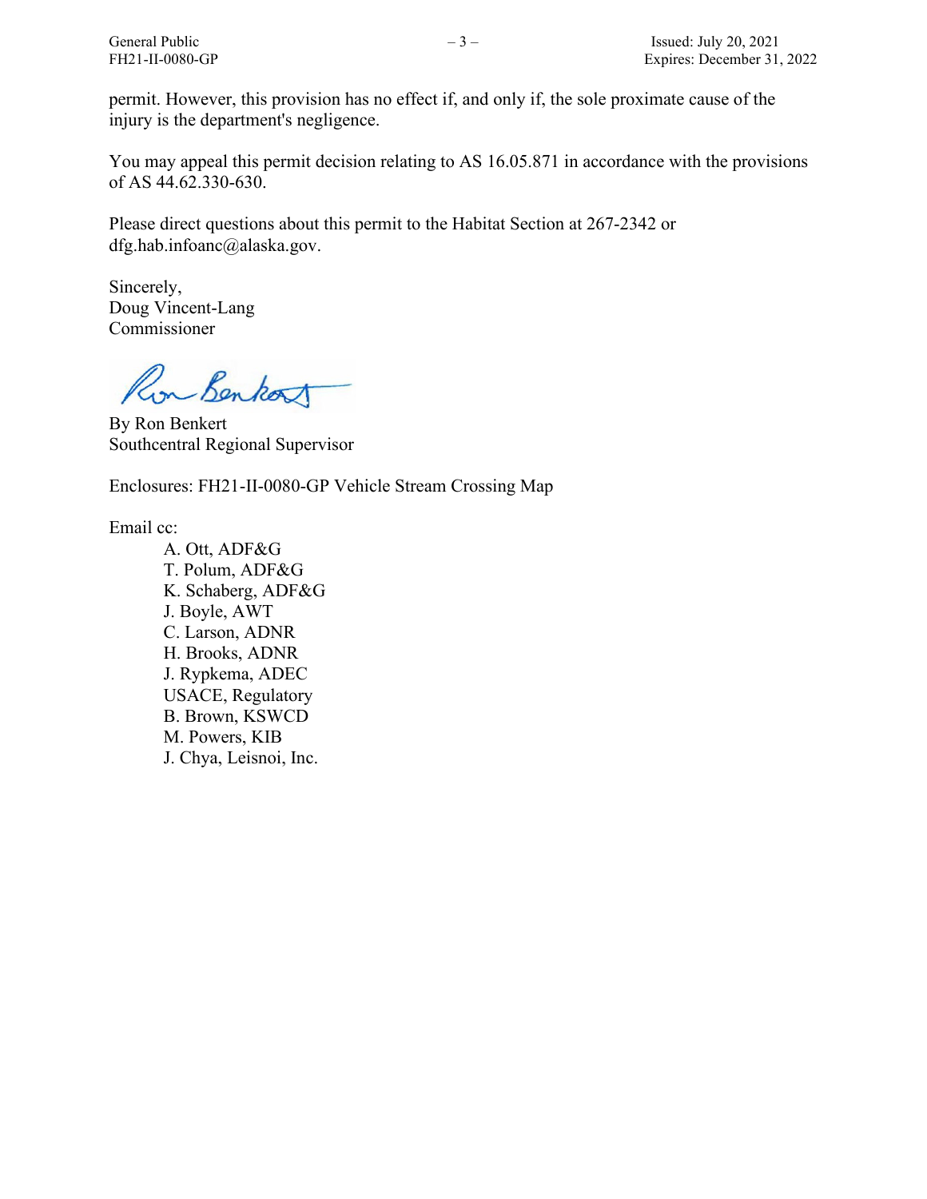permit. However, this provision has no effect if, and only if, the sole proximate cause of the injury is the department's negligence.

You may appeal this permit decision relating to AS 16.05.871 in accordance with the provisions of AS 44.62.330-630.

Please direct questions about this permit to the Habitat Section at 267-2342 or dfg.hab.infoanc@alaska.gov.

Sincerely,
Doug Vincent-Lang
Commissioner

By Ron Benkert
Southcentral Regional Supervisor

Enclosures: FH21-II-0080-GP Vehicle Stream Crossing Map

Email cc:

- A. Ott, ADF&G
- T. Polum, ADF&G
- K. Schaberg, ADF&G
- J. Boyle, AWT
- C. Larson, ADNR
- H. Brooks, ADNR
- J. Rypkema, ADEC
- USACE, Regulatory
- B. Brown, KSWCD
- M. Powers, KIB
- J. Chya, Leisnoi, Inc.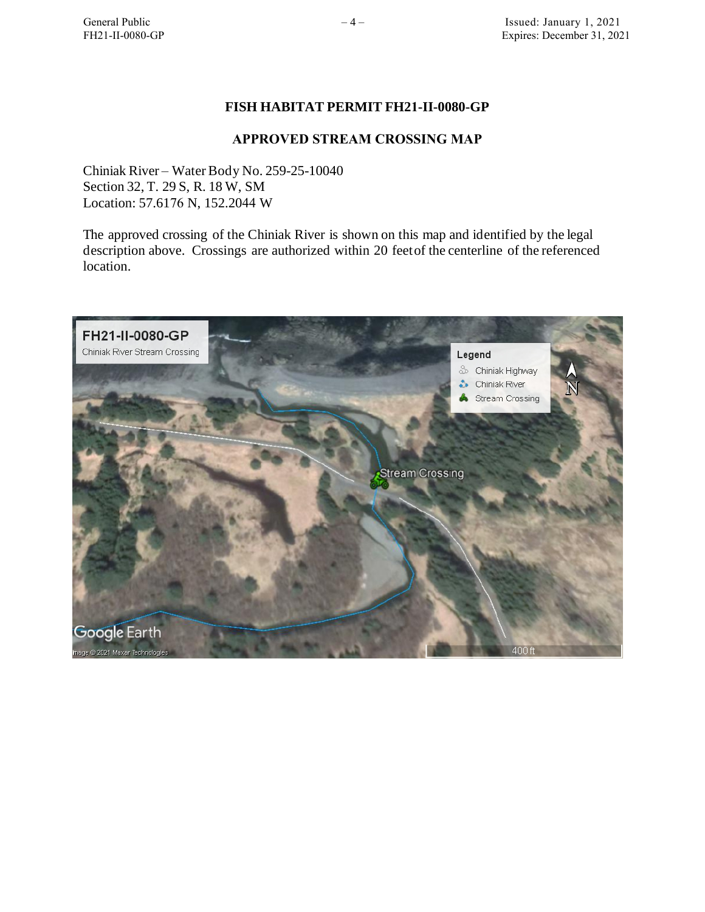**FISH HABITAT PERMIT FH21-II-0080-GP**

**APPROVED STREAM CROSSING MAP**

Chiniak River – Water Body No. 259-25-10040
Section 32, T. 29 S, R. 18 W, SM
Location: 57.6176 N, 152.2044 W

The approved crossing of the Chiniak River is shown on this map and identified by the legal description above. Crossings are authorized within 20 feet of the centerline of the referenced location.

FH21-II-0080-GP
Chiniak River Stream Crossing

Legend
Chiniak Highway
Chiniak River
Stream Crossing

N

Stream Crossing

400 ft

Google Earth
Image © 2021 Maxar Technologies